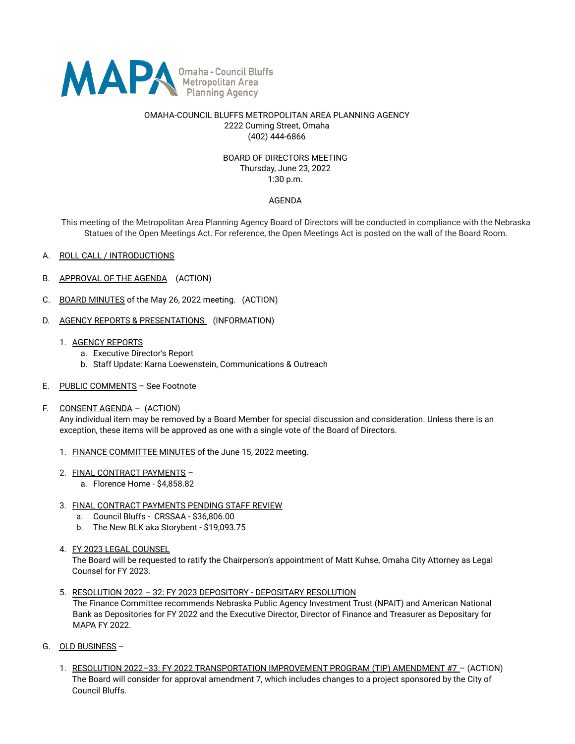MAPA Omaha - Council Bluffs Metropolitan Area Planning Agency

OMAHA-COUNCIL BLUFFS METROPOLITAN AREA PLANNING AGENCY
2222 Cuming Street, Omaha
(402) 444-6866

BOARD OF DIRECTORS MEETING
Thursday, June 23, 2022
1:30 p.m.

AGENDA

This meeting of the Metropolitan Area Planning Agency Board of Directors will be conducted in compliance with the Nebraska Statues of the Open Meetings Act. For reference, the Open Meetings Act is posted on the wall of the Board Room.

A. ROLL CALL / INTRODUCTIONS

B. APPROVAL OF THE AGENDA (ACTION)

C. BOARD MINUTES of the May 26, 2022 meeting. (ACTION)

D. AGENCY REPORTS & PRESENTATIONS (INFORMATION)

1. AGENCY REPORTS
   a. Executive Director's Report
   b. Staff Update: Karna Loewenstein, Communications & Outreach

E. PUBLIC COMMENTS – See Footnote

F. CONSENT AGENDA – (ACTION)
Any individual item may be removed by a Board Member for special discussion and consideration. Unless there is an exception, these items will be approved as one with a single vote of the Board of Directors.

1. FINANCE COMMITTEE MINUTES of the June 15, 2022 meeting.

2. FINAL CONTRACT PAYMENTS –
   a. Florence Home - $4,858.82

3. FINAL CONTRACT PAYMENTS PENDING STAFF REVIEW
   a. Council Bluffs - CRSSAA - $36,806.00
   b. The New BLK aka Storybent - $19,093.75

4. FY 2023 LEGAL COUNSEL
The Board will be requested to ratify the Chairperson's appointment of Matt Kuhse, Omaha City Attorney as Legal Counsel for FY 2023.

5. RESOLUTION 2022 – 32: FY 2023 DEPOSITORY - DEPOSITARY RESOLUTION
The Finance Committee recommends Nebraska Public Agency Investment Trust (NPAIT) and American National Bank as Depositories for FY 2022 and the Executive Director, Director of Finance and Treasurer as Depositary for MAPA FY 2022.

G. OLD BUSINESS –

1. RESOLUTION 2022–33: FY 2022 TRANSPORTATION IMPROVEMENT PROGRAM (TIP) AMENDMENT #7 – (ACTION)
The Board will consider for approval amendment 7, which includes changes to a project sponsored by the City of Council Bluffs.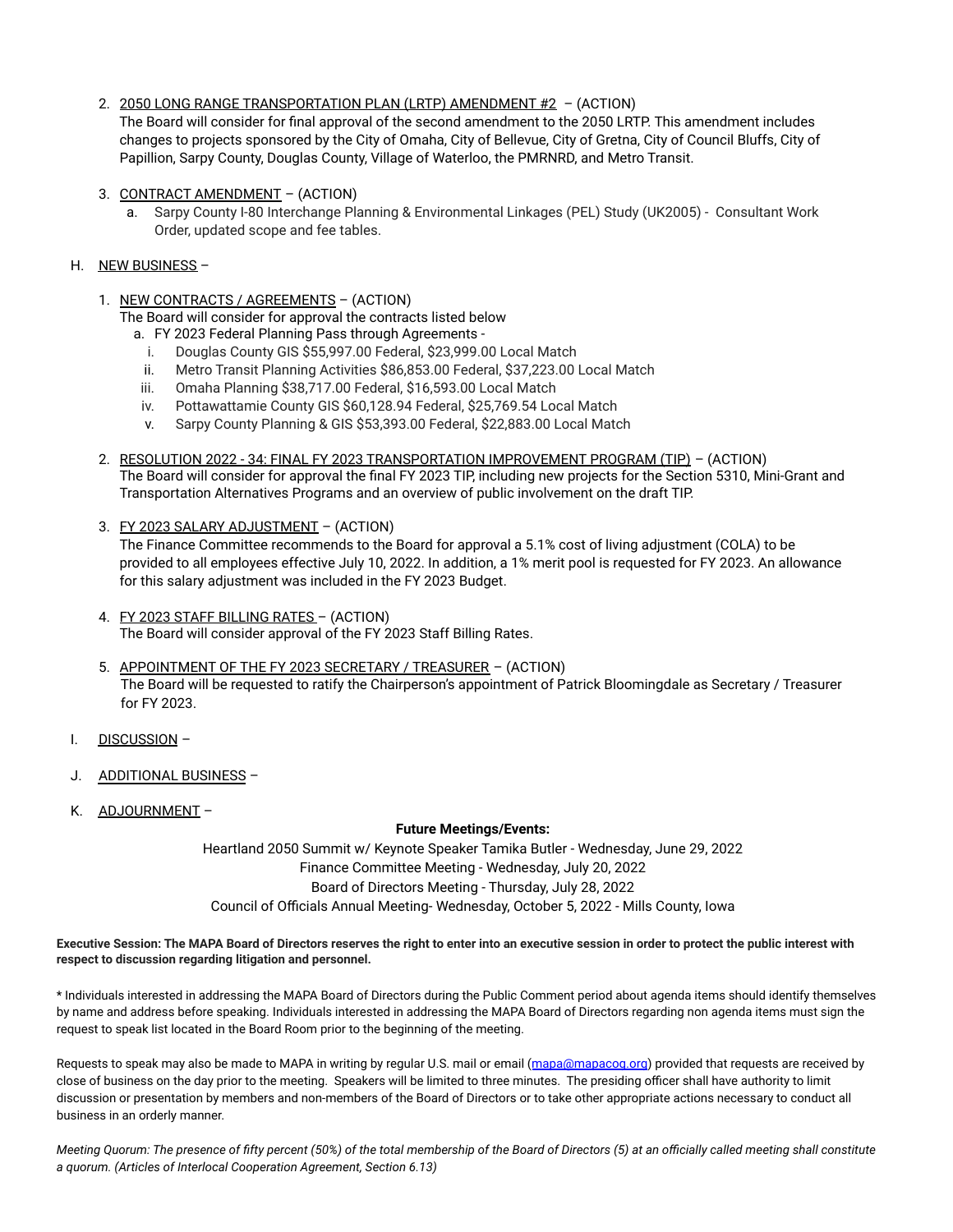2. 2050 LONG RANGE TRANSPORTATION PLAN (LRTP) AMENDMENT #2 – (ACTION)
   The Board will consider for final approval of the second amendment to the 2050 LRTP. This amendment includes changes to projects sponsored by the City of Omaha, City of Bellevue, City of Gretna, City of Council Bluffs, City of Papillion, Sarpy County, Douglas County, Village of Waterloo, the PMRNRD, and Metro Transit.

3. CONTRACT AMENDMENT – (ACTION)
   a. Sarpy County I-80 Interchange Planning & Environmental Linkages (PEL) Study (UK2005) - Consultant Work Order, updated scope and fee tables.

H. NEW BUSINESS –

1. NEW CONTRACTS / AGREEMENTS – (ACTION)
   The Board will consider for approval the contracts listed below
   a. FY 2023 Federal Planning Pass through Agreements -
      i. Douglas County GIS $55,997.00 Federal, $23,999.00 Local Match
      ii. Metro Transit Planning Activities $86,853.00 Federal, $37,223.00 Local Match
      iii. Omaha Planning $38,717.00 Federal, $16,593.00 Local Match
      iv. Pottawattamie County GIS $60,128.94 Federal, $25,769.54 Local Match
      v. Sarpy County Planning & GIS $53,393.00 Federal, $22,883.00 Local Match

2. RESOLUTION 2022 - 34: FINAL FY 2023 TRANSPORTATION IMPROVEMENT PROGRAM (TIP) – (ACTION)
   The Board will consider for approval the final FY 2023 TIP, including new projects for the Section 5310, Mini-Grant and Transportation Alternatives Programs and an overview of public involvement on the draft TIP.

3. FY 2023 SALARY ADJUSTMENT – (ACTION)
   The Finance Committee recommends to the Board for approval a 5.1% cost of living adjustment (COLA) to be provided to all employees effective July 10, 2022. In addition, a 1% merit pool is requested for FY 2023. An allowance for this salary adjustment was included in the FY 2023 Budget.

4. FY 2023 STAFF BILLING RATES – (ACTION)
   The Board will consider approval of the FY 2023 Staff Billing Rates.

5. APPOINTMENT OF THE FY 2023 SECRETARY / TREASURER – (ACTION)
   The Board will be requested to ratify the Chairperson's appointment of Patrick Bloomingdale as Secretary / Treasurer for FY 2023.

I. DISCUSSION –

J. ADDITIONAL BUSINESS –

K. ADJOURNMENT –

**Future Meetings/Events:**

Heartland 2050 Summit w/ Keynote Speaker Tamika Butler - Wednesday, June 29, 2022
Finance Committee Meeting - Wednesday, July 20, 2022
Board of Directors Meeting - Thursday, July 28, 2022
Council of Officials Annual Meeting- Wednesday, October 5, 2022 - Mills County, Iowa

**Executive Session: The MAPA Board of Directors reserves the right to enter into an executive session in order to protect the public interest with respect to discussion regarding litigation and personnel.**

* Individuals interested in addressing the MAPA Board of Directors during the Public Comment period about agenda items should identify themselves by name and address before speaking. Individuals interested in addressing the MAPA Board of Directors regarding non agenda items must sign the request to speak list located in the Board Room prior to the beginning of the meeting.

Requests to speak may also be made to MAPA in writing by regular U.S. mail or email (mapa@mapacog.org) provided that requests are received by close of business on the day prior to the meeting. Speakers will be limited to three minutes. The presiding officer shall have authority to limit discussion or presentation by members and non-members of the Board of Directors or to take other appropriate actions necessary to conduct all business in an orderly manner.

*Meeting Quorum: The presence of fifty percent (50%) of the total membership of the Board of Directors (5) at an officially called meeting shall constitute a quorum. (Articles of Interlocal Cooperation Agreement, Section 6.13)*